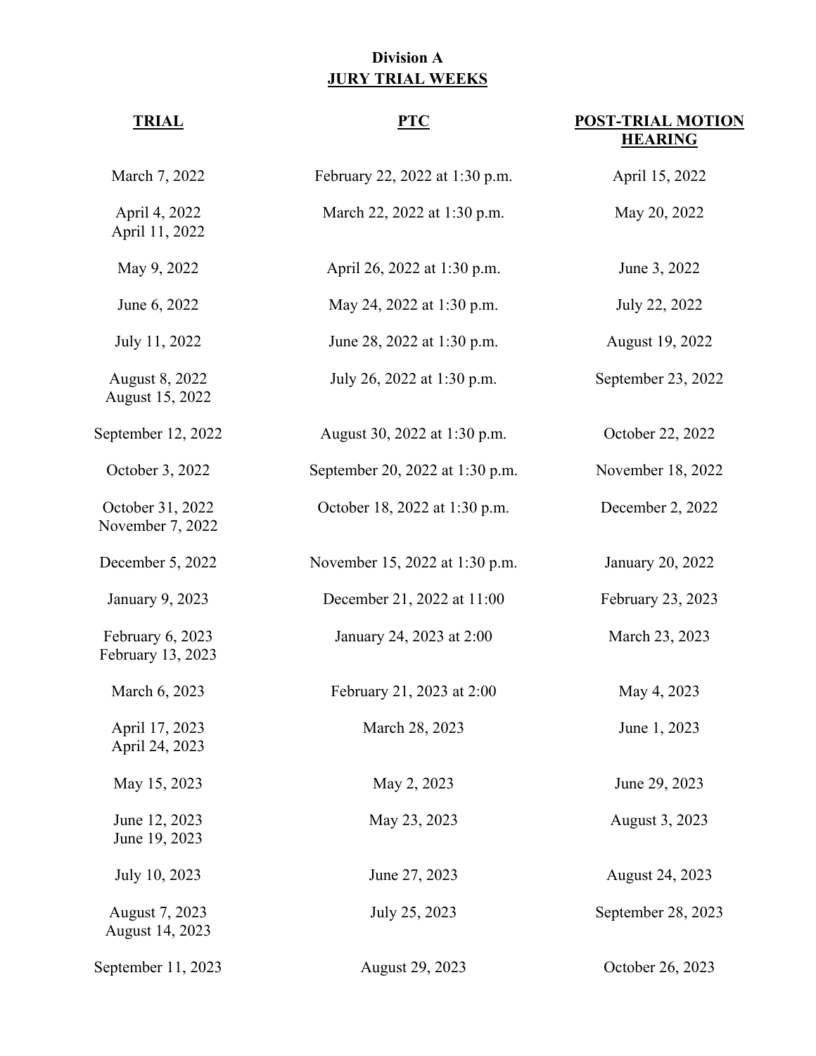**Division A**
**JURY TRIAL WEEKS**

| TRIAL | PTC | POST-TRIAL MOTION HEARING |
|---|---|---|
| March 7, 2022 | February 22, 2022 at 1:30 p.m. | April 15, 2022 |
| April 4, 2022<br>April 11, 2022 | March 22, 2022 at 1:30 p.m. | May 20, 2022 |
| May 9, 2022 | April 26, 2022 at 1:30 p.m. | June 3, 2022 |
| June 6, 2022 | May 24, 2022 at 1:30 p.m. | July 22, 2022 |
| July 11, 2022 | June 28, 2022 at 1:30 p.m. | August 19, 2022 |
| August 8, 2022<br>August 15, 2022 | July 26, 2022 at 1:30 p.m. | September 23, 2022 |
| September 12, 2022 | August 30, 2022 at 1:30 p.m. | October 22, 2022 |
| October 3, 2022 | September 20, 2022 at 1:30 p.m. | November 18, 2022 |
| October 31, 2022<br>November 7, 2022 | October 18, 2022 at 1:30 p.m. | December 2, 2022 |
| December 5, 2022 | November 15, 2022 at 1:30 p.m. | January 20, 2022 |
| January 9, 2023 | December 21, 2022 at 11:00 | February 23, 2023 |
| February 6, 2023<br>February 13, 2023 | January 24, 2023 at 2:00 | March 23, 2023 |
| March 6, 2023 | February 21, 2023 at 2:00 | May 4, 2023 |
| April 17, 2023<br>April 24, 2023 | March 28, 2023 | June 1, 2023 |
| May 15, 2023 | May 2, 2023 | June 29, 2023 |
| June 12, 2023<br>June 19, 2023 | May 23, 2023 | August 3, 2023 |
| July 10, 2023 | June 27, 2023 | August 24, 2023 |
| August 7, 2023<br>August 14, 2023 | July 25, 2023 | September 28, 2023 |
| September 11, 2023 | August 29, 2023 | October 26, 2023 |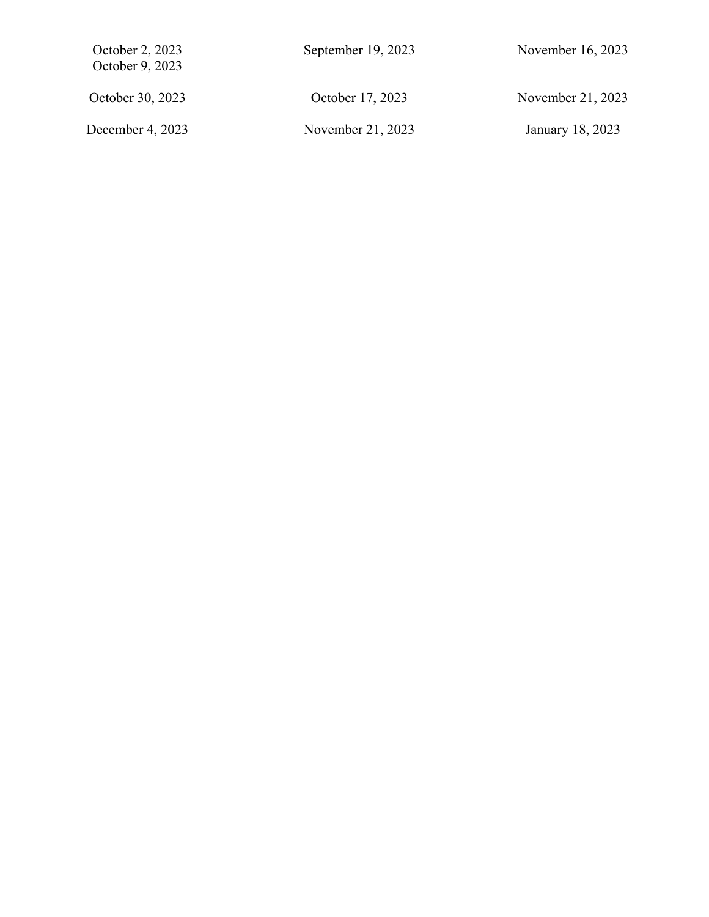| | | |
|---|---|---|
| October 2, 2023<br>October 9, 2023 | September 19, 2023 | November 16, 2023 |
| October 30, 2023 | October 17, 2023 | November 21, 2023 |
| December 4, 2023 | November 21, 2023 | January 18, 2023 |